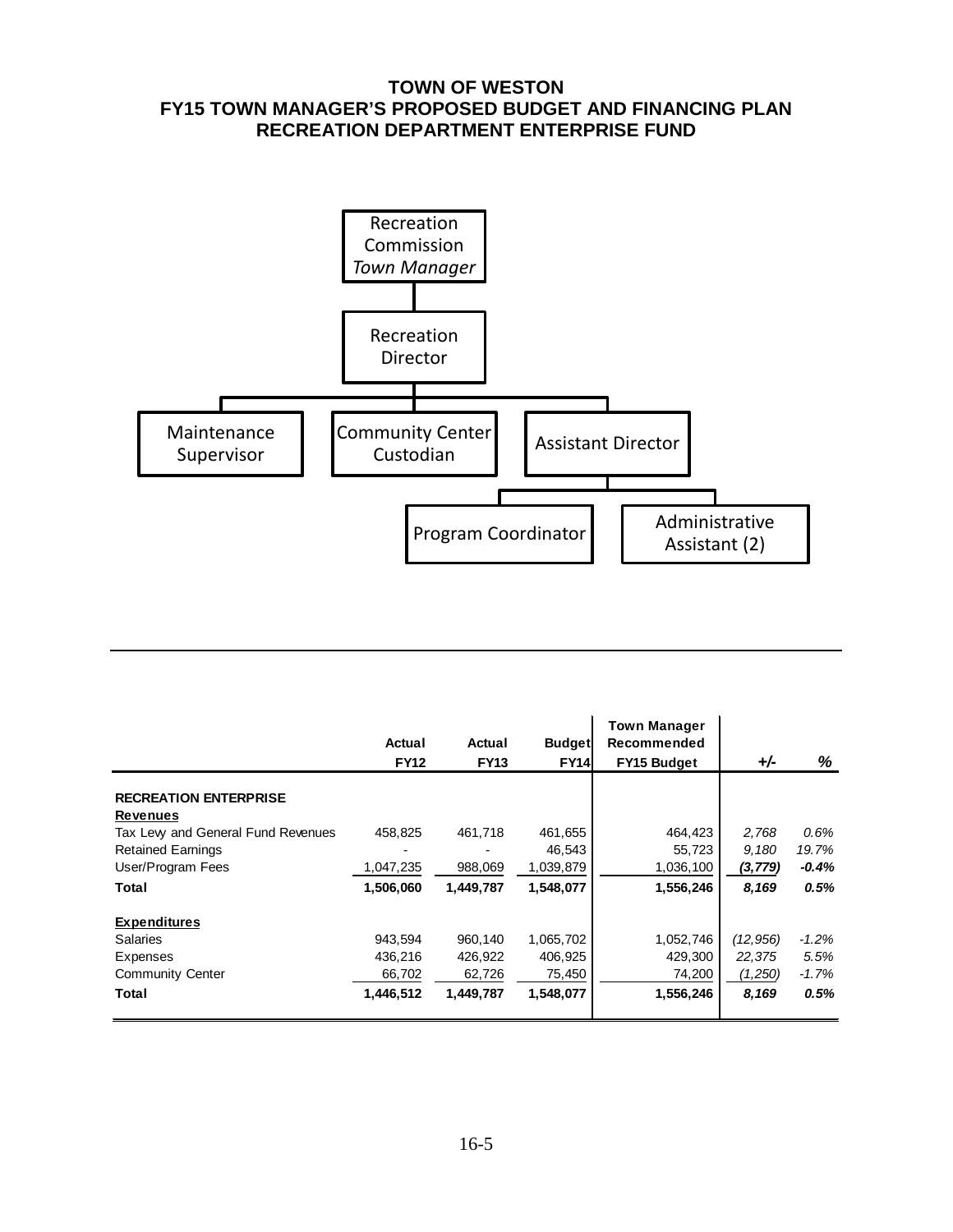# TOWN OF WESTON
## FY15 TOWN MANAGER'S PROPOSED BUDGET AND FINANCING PLAN
## RECREATION DEPARTMENT ENTERPRISE FUND

Recreation Commission
*Town Manager*

Recreation Director

Maintenance Supervisor

Community Center Custodian

Assistant Director

Program Coordinator

Administrative Assistant (2)

| | Actual FY12 | Actual FY13 | Budget FY14 | Town Manager Recommended FY15 Budget | +/- | % |
|---|---|---|---|---|---|---|
| **RECREATION ENTERPRISE** | | | | | | |
| **Revenues** | | | | | | |
| Tax Levy and General Fund Revenues | 458,825 | 461,718 | 461,655 | 464,423 | *2,768* | *0.6%* |
| Retained Earnings | - | - | 46,543 | 55,723 | *9,180* | *19.7%* |
| User/Program Fees | 1,047,235 | 988,069 | 1,039,879 | 1,036,100 | ***(3,779)*** | ***-0.4%*** |
| **Total** | **1,506,060** | **1,449,787** | **1,548,077** | **1,556,246** | ***8,169*** | ***0.5%*** |
| **Expenditures** | | | | | | |
| Salaries | 943,594 | 960,140 | 1,065,702 | 1,052,746 | *(12,956)* | *-1.2%* |
| Expenses | 436,216 | 426,922 | 406,925 | 429,300 | *22,375* | *5.5%* |
| Community Center | 66,702 | 62,726 | 75,450 | 74,200 | *(1,250)* | *-1.7%* |
| **Total** | **1,446,512** | **1,449,787** | **1,548,077** | **1,556,246** | ***8,169*** | ***0.5%*** |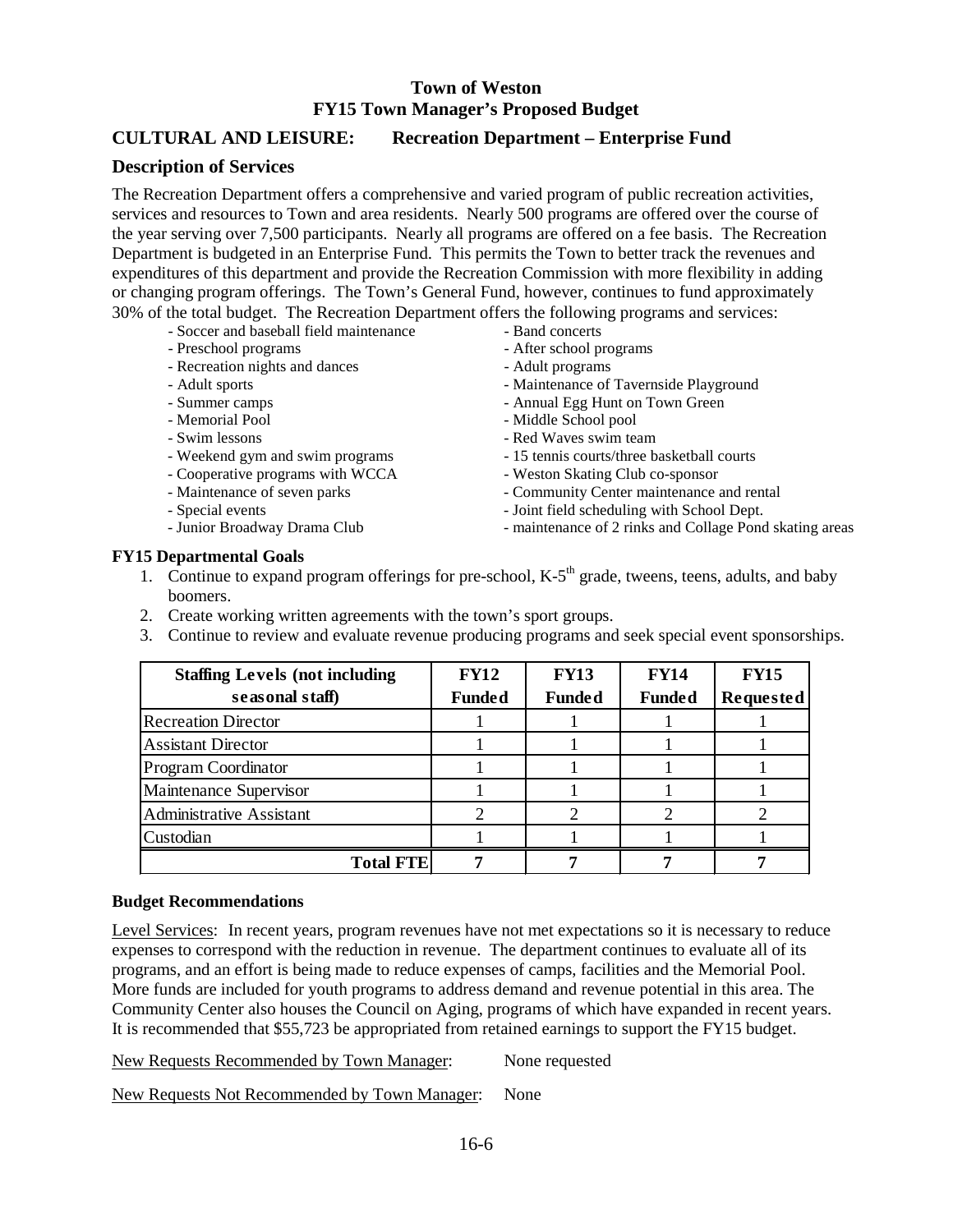# Town of Weston
## FY15 Town Manager's Proposed Budget

## CULTURAL AND LEISURE: Recreation Department – Enterprise Fund

### Description of Services

The Recreation Department offers a comprehensive and varied program of public recreation activities, services and resources to Town and area residents. Nearly 500 programs are offered over the course of the year serving over 7,500 participants. Nearly all programs are offered on a fee basis. The Recreation Department is budgeted in an Enterprise Fund. This permits the Town to better track the revenues and expenditures of this department and provide the Recreation Commission with more flexibility in adding or changing program offerings. The Town's General Fund, however, continues to fund approximately 30% of the total budget. The Recreation Department offers the following programs and services:

- Soccer and baseball field maintenance
- Preschool programs
- Recreation nights and dances
- Adult sports
- Summer camps
- Memorial Pool
- Swim lessons
- Weekend gym and swim programs
- Cooperative programs with WCCA
- Maintenance of seven parks
- Special events
- Junior Broadway Drama Club
- Band concerts
- After school programs
- Adult programs
- Maintenance of Tavernside Playground
- Annual Egg Hunt on Town Green
- Middle School pool
- Red Waves swim team
- 15 tennis courts/three basketball courts
- Weston Skating Club co-sponsor
- Community Center maintenance and rental
- Joint field scheduling with School Dept.
- maintenance of 2 rinks and Collage Pond skating areas

**FY15 Departmental Goals**

1. Continue to expand program offerings for pre-school, K-5th grade, tweens, teens, adults, and baby boomers.
2. Create working written agreements with the town's sport groups.
3. Continue to review and evaluate revenue producing programs and seek special event sponsorships.

| Staffing Levels (not including seasonal staff) | FY12 Funded | FY13 Funded | FY14 Funded | FY15 Requested |
|---|---|---|---|---|
| Recreation Director | 1 | 1 | 1 | 1 |
| Assistant Director | 1 | 1 | 1 | 1 |
| Program Coordinator | 1 | 1 | 1 | 1 |
| Maintenance Supervisor | 1 | 1 | 1 | 1 |
| Administrative Assistant | 2 | 2 | 2 | 2 |
| Custodian | 1 | 1 | 1 | 1 |
| **Total FTE** | **7** | **7** | **7** | **7** |

**Budget Recommendations**

Level Services: In recent years, program revenues have not met expectations so it is necessary to reduce expenses to correspond with the reduction in revenue. The department continues to evaluate all of its programs, and an effort is being made to reduce expenses of camps, facilities and the Memorial Pool. More funds are included for youth programs to address demand and revenue potential in this area. The Community Center also houses the Council on Aging, programs of which have expanded in recent years. It is recommended that $55,723 be appropriated from retained earnings to support the FY15 budget.

New Requests Recommended by Town Manager: None requested

New Requests Not Recommended by Town Manager: None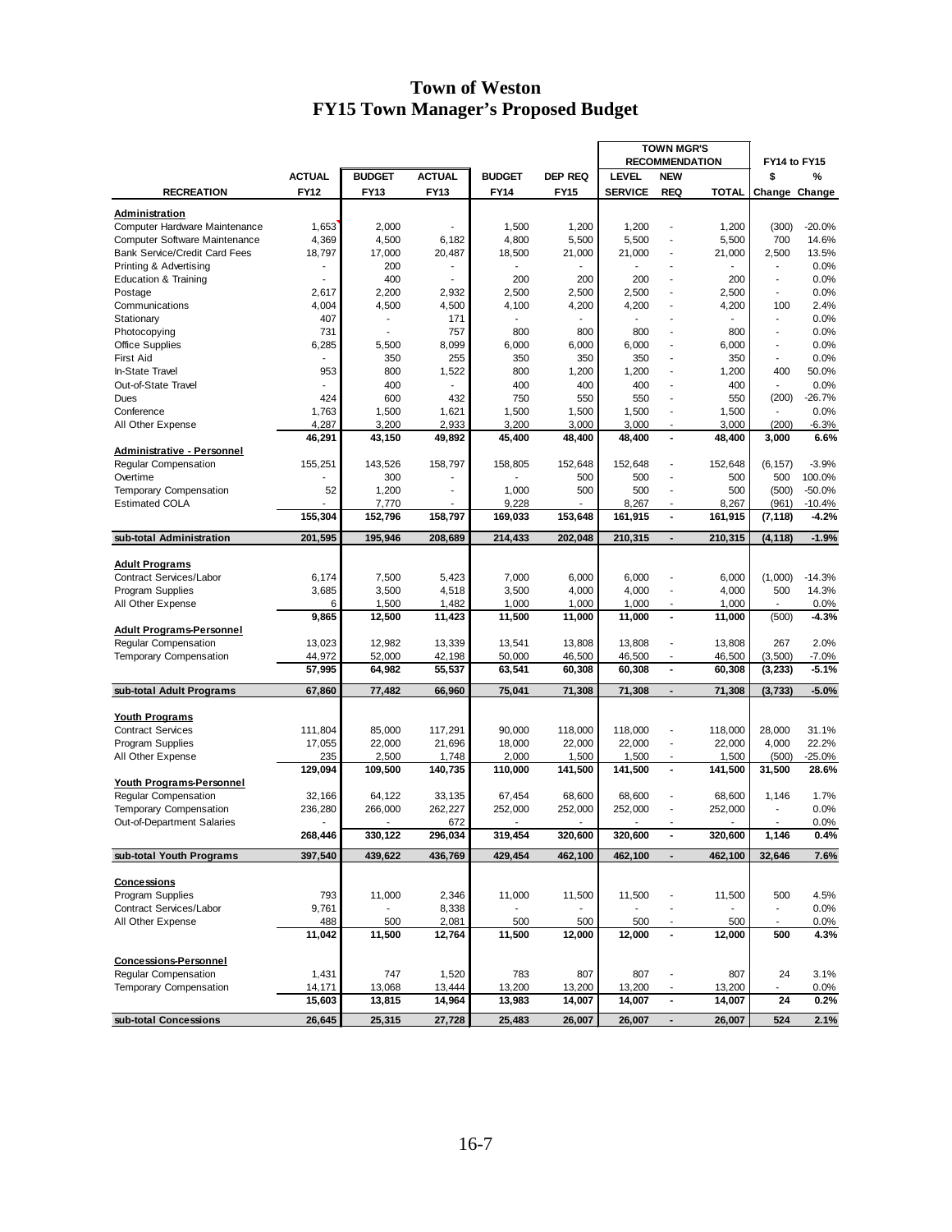# Town of Weston
## FY15 Town Manager's Proposed Budget

| RECREATION | ACTUAL FY12 | BUDGET FY13 | ACTUAL FY13 | BUDGET FY14 | DEP REQ FY15 | TOWN MGR'S RECOMMENDATION LEVEL SERVICE | NEW REQ | TOTAL | FY14 to FY15 $ Change | % Change |
|---|---|---|---|---|---|---|---|---|---|---|
| **Administration** | | | | | | | | | | |
| Computer Hardware Maintenance | 1,653 | 2,000 | - | 1,500 | 1,200 | 1,200 | - | 1,200 | (300) | -20.0% |
| Computer Software Maintenance | 4,369 | 4,500 | 6,182 | 4,800 | 5,500 | 5,500 | - | 5,500 | 700 | 14.6% |
| Bank Service/Credit Card Fees | 18,797 | 17,000 | 20,487 | 18,500 | 21,000 | 21,000 | - | 21,000 | 2,500 | 13.5% |
| Printing & Advertising | - | 200 | - | - | - | - | - | - | - | 0.0% |
| Education & Training | - | 400 | - | 200 | 200 | 200 | - | 200 | - | 0.0% |
| Postage | 2,617 | 2,200 | 2,932 | 2,500 | 2,500 | 2,500 | - | 2,500 | - | 0.0% |
| Communications | 4,004 | 4,500 | 4,500 | 4,100 | 4,200 | 4,200 | - | 4,200 | 100 | 2.4% |
| Stationary | 407 | - | 171 | - | - | - | - | - | - | 0.0% |
| Photocopying | 731 | - | 757 | 800 | 800 | 800 | - | 800 | - | 0.0% |
| Office Supplies | 6,285 | 5,500 | 8,099 | 6,000 | 6,000 | 6,000 | - | 6,000 | - | 0.0% |
| First Aid | - | 350 | 255 | 350 | 350 | 350 | - | 350 | - | 0.0% |
| In-State Travel | 953 | 800 | 1,522 | 800 | 1,200 | 1,200 | - | 1,200 | 400 | 50.0% |
| Out-of-State Travel | - | 400 | - | 400 | 400 | 400 | - | 400 | - | 0.0% |
| Dues | 424 | 600 | 432 | 750 | 550 | 550 | - | 550 | (200) | -26.7% |
| Conference | 1,763 | 1,500 | 1,621 | 1,500 | 1,500 | 1,500 | - | 1,500 | - | 0.0% |
| All Other Expense | 4,287 | 3,200 | 2,933 | 3,200 | 3,000 | 3,000 | - | 3,000 | (200) | -6.3% |
| | **46,291** | **43,150** | **49,892** | **45,400** | **48,400** | **48,400** | **-** | **48,400** | **3,000** | **6.6%** |
| **Administrative - Personnel** | | | | | | | | | | |
| Regular Compensation | 155,251 | 143,526 | 158,797 | 158,805 | 152,648 | 152,648 | - | 152,648 | (6,157) | -3.9% |
| Overtime | - | 300 | - | - | 500 | 500 | - | 500 | 500 | 100.0% |
| Temporary Compensation | 52 | 1,200 | - | 1,000 | 500 | 500 | - | 500 | (500) | -50.0% |
| Estimated COLA | - | 7,770 | - | 9,228 | - | 8,267 | - | 8,267 | (961) | -10.4% |
| | **155,304** | **152,796** | **158,797** | **169,033** | **153,648** | **161,915** | **-** | **161,915** | **(7,118)** | **-4.2%** |
| **sub-total Administration** | **201,595** | **195,946** | **208,689** | **214,433** | **202,048** | **210,315** | **-** | **210,315** | **(4,118)** | **-1.9%** |
| **Adult Programs** | | | | | | | | | | |
| Contract Services/Labor | 6,174 | 7,500 | 5,423 | 7,000 | 6,000 | 6,000 | - | 6,000 | (1,000) | -14.3% |
| Program Supplies | 3,685 | 3,500 | 4,518 | 3,500 | 4,000 | 4,000 | - | 4,000 | 500 | 14.3% |
| All Other Expense | 6 | 1,500 | 1,482 | 1,000 | 1,000 | 1,000 | - | 1,000 | - | 0.0% |
| | **9,865** | **12,500** | **11,423** | **11,500** | **11,000** | **11,000** | **-** | **11,000** | **(500)** | **-4.3%** |
| **Adult Programs-Personnel** | | | | | | | | | | |
| Regular Compensation | 13,023 | 12,982 | 13,339 | 13,541 | 13,808 | 13,808 | - | 13,808 | 267 | 2.0% |
| Temporary Compensation | 44,972 | 52,000 | 42,198 | 50,000 | 46,500 | 46,500 | - | 46,500 | (3,500) | -7.0% |
| | **57,995** | **64,982** | **55,537** | **63,541** | **60,308** | **60,308** | **-** | **60,308** | **(3,233)** | **-5.1%** |
| **sub-total Adult Programs** | **67,860** | **77,482** | **66,960** | **75,041** | **71,308** | **71,308** | **-** | **71,308** | **(3,733)** | **-5.0%** |
| **Youth Programs** | | | | | | | | | | |
| Contract Services | 111,804 | 85,000 | 117,291 | 90,000 | 118,000 | 118,000 | - | 118,000 | 28,000 | 31.1% |
| Program Supplies | 17,055 | 22,000 | 21,696 | 18,000 | 22,000 | 22,000 | - | 22,000 | 4,000 | 22.2% |
| All Other Expense | 235 | 2,500 | 1,748 | 2,000 | 1,500 | 1,500 | - | 1,500 | (500) | -25.0% |
| | **129,094** | **109,500** | **140,735** | **110,000** | **141,500** | **141,500** | **-** | **141,500** | **31,500** | **28.6%** |
| **Youth Programs-Personnel** | | | | | | | | | | |
| Regular Compensation | 32,166 | 64,122 | 33,135 | 67,454 | 68,600 | 68,600 | - | 68,600 | 1,146 | 1.7% |
| Temporary Compensation | 236,280 | 266,000 | 262,227 | 252,000 | 252,000 | 252,000 | - | 252,000 | - | 0.0% |
| Out-of-Department Salaries | - | - | 672 | - | - | - | - | - | - | 0.0% |
| | **268,446** | **330,122** | **296,034** | **319,454** | **320,600** | **320,600** | **-** | **320,600** | **1,146** | **0.4%** |
| **sub-total Youth Programs** | **397,540** | **439,622** | **436,769** | **429,454** | **462,100** | **462,100** | **-** | **462,100** | **32,646** | **7.6%** |
| **Concessions** | | | | | | | | | | |
| Program Supplies | 793 | 11,000 | 2,346 | 11,000 | 11,500 | 11,500 | - | 11,500 | 500 | 4.5% |
| Contract Services/Labor | 9,761 | - | 8,338 | - | - | - | - | - | - | 0.0% |
| All Other Expense | 488 | 500 | 2,081 | 500 | 500 | 500 | - | 500 | - | 0.0% |
| | **11,042** | **11,500** | **12,764** | **11,500** | **12,000** | **12,000** | **-** | **12,000** | **500** | **4.3%** |
| **Concessions-Personnel** | | | | | | | | | | |
| Regular Compensation | 1,431 | 747 | 1,520 | 783 | 807 | 807 | - | 807 | 24 | 3.1% |
| Temporary Compensation | 14,171 | 13,068 | 13,444 | 13,200 | 13,200 | 13,200 | - | 13,200 | - | 0.0% |
| | **15,603** | **13,815** | **14,964** | **13,983** | **14,007** | **14,007** | **-** | **14,007** | **24** | **0.2%** |
| **sub-total Concessions** | **26,645** | **25,315** | **27,728** | **25,483** | **26,007** | **26,007** | **-** | **26,007** | **524** | **2.1%** |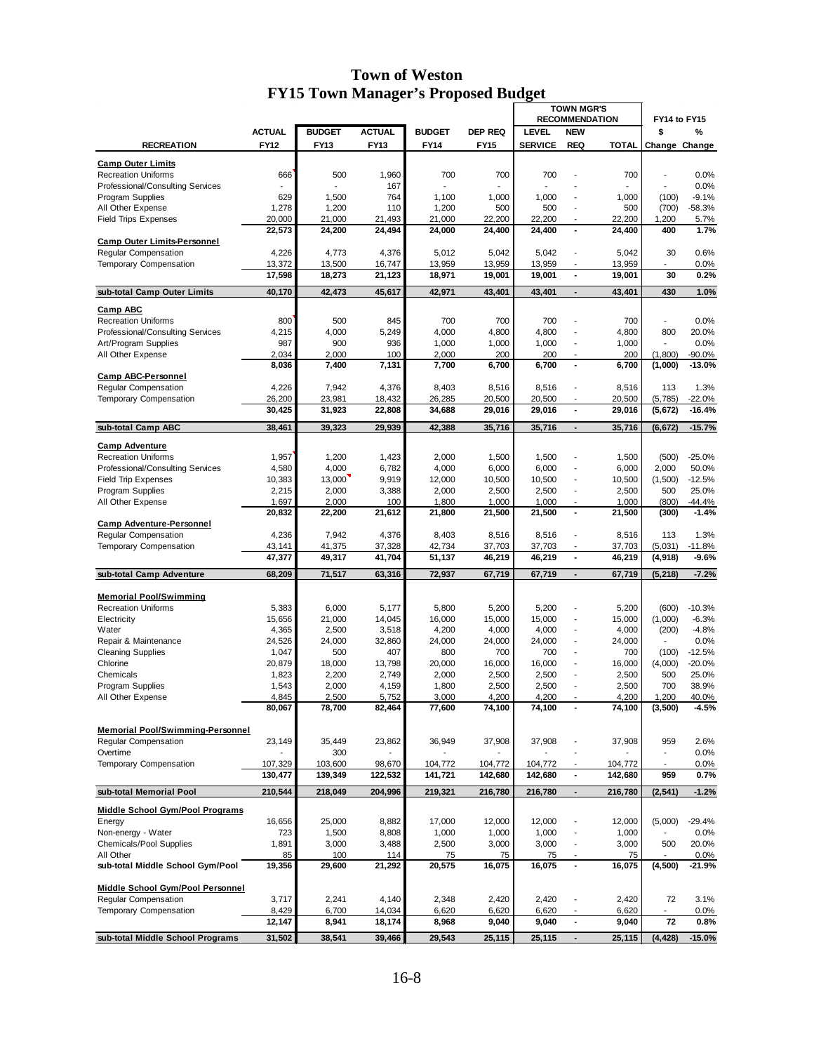# Town of Weston
## FY15 Town Manager's Proposed Budget

| RECREATION | ACTUAL FY12 | BUDGET FY13 | ACTUAL FY13 | BUDGET FY14 | DEP REQ FY15 | TOWN MGR'S RECOMMENDATION LEVEL SERVICE | NEW REQ | TOTAL | FY14 to FY15 $ Change | % Change |
|---|---|---|---|---|---|---|---|---|---|---|
| **Camp Outer Limits** | | | | | | | | | | |
| Recreation Uniforms | 666 | 500 | 1,960 | 700 | 700 | 700 | - | 700 | - | 0.0% |
| Professional/Consulting Services | - | - | 167 | - | - | - | - | - | - | 0.0% |
| Program Supplies | 629 | 1,500 | 764 | 1,100 | 1,000 | 1,000 | - | 1,000 | (100) | -9.1% |
| All Other Expense | 1,278 | 1,200 | 110 | 1,200 | 500 | 500 | - | 500 | (700) | -58.3% |
| Field Trips Expenses | 20,000 | 21,000 | 21,493 | 21,000 | 22,200 | 22,200 | - | 22,200 | 1,200 | 5.7% |
| | **22,573** | **24,200** | **24,494** | **24,000** | **24,400** | **24,400** | **-** | **24,400** | **400** | **1.7%** |
| **Camp Outer Limits-Personnel** | | | | | | | | | | |
| Regular Compensation | 4,226 | 4,773 | 4,376 | 5,012 | 5,042 | 5,042 | - | 5,042 | 30 | 0.6% |
| Temporary Compensation | 13,372 | 13,500 | 16,747 | 13,959 | 13,959 | 13,959 | - | 13,959 | - | 0.0% |
| | **17,598** | **18,273** | **21,123** | **18,971** | **19,001** | **19,001** | **-** | **19,001** | **30** | **0.2%** |
| **sub-total Camp Outer Limits** | **40,170** | **42,473** | **45,617** | **42,971** | **43,401** | **43,401** | **-** | **43,401** | **430** | **1.0%** |
| **Camp ABC** | | | | | | | | | | |
| Recreation Uniforms | 800 | 500 | 845 | 700 | 700 | 700 | - | 700 | - | 0.0% |
| Professional/Consulting Services | 4,215 | 4,000 | 5,249 | 4,000 | 4,800 | 4,800 | - | 4,800 | 800 | 20.0% |
| Art/Program Supplies | 987 | 900 | 936 | 1,000 | 1,000 | 1,000 | - | 1,000 | - | 0.0% |
| All Other Expense | 2,034 | 2,000 | 100 | 2,000 | 200 | 200 | - | 200 | (1,800) | -90.0% |
| | **8,036** | **7,400** | **7,131** | **7,700** | **6,700** | **6,700** | **-** | **6,700** | **(1,000)** | **-13.0%** |
| **Camp ABC-Personnel** | | | | | | | | | | |
| Regular Compensation | 4,226 | 7,942 | 4,376 | 8,403 | 8,516 | 8,516 | - | 8,516 | 113 | 1.3% |
| Temporary Compensation | 26,200 | 23,981 | 18,432 | 26,285 | 20,500 | 20,500 | - | 20,500 | (5,785) | -22.0% |
| | **30,425** | **31,923** | **22,808** | **34,688** | **29,016** | **29,016** | **-** | **29,016** | **(5,672)** | **-16.4%** |
| **sub-total Camp ABC** | **38,461** | **39,323** | **29,939** | **42,388** | **35,716** | **35,716** | **-** | **35,716** | **(6,672)** | **-15.7%** |
| **Camp Adventure** | | | | | | | | | | |
| Recreation Uniforms | 1,957 | 1,200 | 1,423 | 2,000 | 1,500 | 1,500 | - | 1,500 | (500) | -25.0% |
| Professional/Consulting Services | 4,580 | 4,000 | 6,782 | 4,000 | 6,000 | 6,000 | - | 6,000 | 2,000 | 50.0% |
| Field Trip Expenses | 10,383 | 13,000 | 9,919 | 12,000 | 10,500 | 10,500 | - | 10,500 | (1,500) | -12.5% |
| Program Supplies | 2,215 | 2,000 | 3,388 | 2,000 | 2,500 | 2,500 | - | 2,500 | 500 | 25.0% |
| All Other Expense | 1,697 | 2,000 | 100 | 1,800 | 1,000 | 1,000 | - | 1,000 | (800) | -44.4% |
| | **20,832** | **22,200** | **21,612** | **21,800** | **21,500** | **21,500** | **-** | **21,500** | **(300)** | **-1.4%** |
| **Camp Adventure-Personnel** | | | | | | | | | | |
| Regular Compensation | 4,236 | 7,942 | 4,376 | 8,403 | 8,516 | 8,516 | - | 8,516 | 113 | 1.3% |
| Temporary Compensation | 43,141 | 41,375 | 37,328 | 42,734 | 37,703 | 37,703 | - | 37,703 | (5,031) | -11.8% |
| | **47,377** | **49,317** | **41,704** | **51,137** | **46,219** | **46,219** | **-** | **46,219** | **(4,918)** | **-9.6%** |
| **sub-total Camp Adventure** | **68,209** | **71,517** | **63,316** | **72,937** | **67,719** | **67,719** | **-** | **67,719** | **(5,218)** | **-7.2%** |
| **Memorial Pool/Swimming** | | | | | | | | | | |
| Recreation Uniforms | 5,383 | 6,000 | 5,177 | 5,800 | 5,200 | 5,200 | - | 5,200 | (600) | -10.3% |
| Electricity | 15,656 | 21,000 | 14,045 | 16,000 | 15,000 | 15,000 | - | 15,000 | (1,000) | -6.3% |
| Water | 4,365 | 2,500 | 3,518 | 4,200 | 4,000 | 4,000 | - | 4,000 | (200) | -4.8% |
| Repair & Maintenance | 24,526 | 24,000 | 32,860 | 24,000 | 24,000 | 24,000 | - | 24,000 | - | 0.0% |
| Cleaning Supplies | 1,047 | 500 | 407 | 800 | 700 | 700 | - | 700 | (100) | -12.5% |
| Chlorine | 20,879 | 18,000 | 13,798 | 20,000 | 16,000 | 16,000 | - | 16,000 | (4,000) | -20.0% |
| Chemicals | 1,823 | 2,200 | 2,749 | 2,000 | 2,500 | 2,500 | - | 2,500 | 500 | 25.0% |
| Program Supplies | 1,543 | 2,000 | 4,159 | 1,800 | 2,500 | 2,500 | - | 2,500 | 700 | 38.9% |
| All Other Expense | 4,845 | 2,500 | 5,752 | 3,000 | 4,200 | 4,200 | - | 4,200 | 1,200 | 40.0% |
| | **80,067** | **78,700** | **82,464** | **77,600** | **74,100** | **74,100** | **-** | **74,100** | **(3,500)** | **-4.5%** |
| **Memorial Pool/Swimming-Personnel** | | | | | | | | | | |
| Regular Compensation | 23,149 | 35,449 | 23,862 | 36,949 | 37,908 | 37,908 | - | 37,908 | 959 | 2.6% |
| Overtime | - | 300 | - | - | - | - | - | - | - | 0.0% |
| Temporary Compensation | 107,329 | 103,600 | 98,670 | 104,772 | 104,772 | 104,772 | - | 104,772 | - | 0.0% |
| | **130,477** | **139,349** | **122,532** | **141,721** | **142,680** | **142,680** | **-** | **142,680** | **959** | **0.7%** |
| **sub-total Memorial Pool** | **210,544** | **218,049** | **204,996** | **219,321** | **216,780** | **216,780** | **-** | **216,780** | **(2,541)** | **-1.2%** |
| **Middle School Gym/Pool Programs** | | | | | | | | | | |
| Energy | 16,656 | 25,000 | 8,882 | 17,000 | 12,000 | 12,000 | - | 12,000 | (5,000) | -29.4% |
| Non-energy - Water | 723 | 1,500 | 8,808 | 1,000 | 1,000 | 1,000 | - | 1,000 | - | 0.0% |
| Chemicals/Pool Supplies | 1,891 | 3,000 | 3,488 | 2,500 | 3,000 | 3,000 | - | 3,000 | 500 | 20.0% |
| All Other | 85 | 100 | 114 | 75 | 75 | 75 | - | 75 | - | 0.0% |
| **sub-total Middle School Gym/Pool** | **19,356** | **29,600** | **21,292** | **20,575** | **16,075** | **16,075** | **-** | **16,075** | **(4,500)** | **-21.9%** |
| **Middle School Gym/Pool Personnel** | | | | | | | | | | |
| Regular Compensation | 3,717 | 2,241 | 4,140 | 2,348 | 2,420 | 2,420 | - | 2,420 | 72 | 3.1% |
| Temporary Compensation | 8,429 | 6,700 | 14,034 | 6,620 | 6,620 | 6,620 | - | 6,620 | - | 0.0% |
| | **12,147** | **8,941** | **18,174** | **8,968** | **9,040** | **9,040** | **-** | **9,040** | **72** | **0.8%** |
| **sub-total Middle School Programs** | **31,502** | **38,541** | **39,466** | **29,543** | **25,115** | **25,115** | **-** | **25,115** | **(4,428)** | **-15.0%** |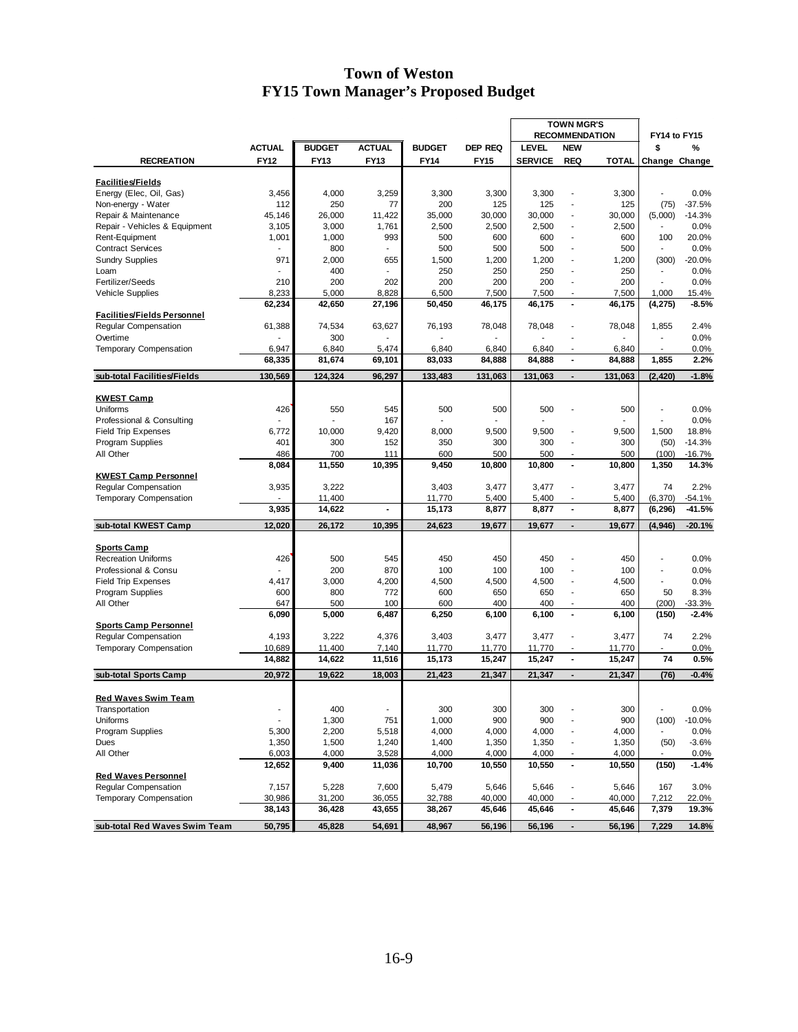# Town of Weston
# FY15 Town Manager's Proposed Budget

| RECREATION | ACTUAL FY12 | BUDGET FY13 | ACTUAL FY13 | BUDGET FY14 | DEP REQ FY15 | TOWN MGR'S RECOMMENDATION LEVEL SERVICE | NEW REQ | TOTAL | FY14 to FY15 $ Change | % Change |
|---|---|---|---|---|---|---|---|---|---|---|
| **Facilities/Fields** | | | | | | | | | | |
| Energy (Elec, Oil, Gas) | 3,456 | 4,000 | 3,259 | 3,300 | 3,300 | 3,300 | - | 3,300 | - | 0.0% |
| Non-energy - Water | 112 | 250 | 77 | 200 | 125 | 125 | - | 125 | (75) | -37.5% |
| Repair & Maintenance | 45,146 | 26,000 | 11,422 | 35,000 | 30,000 | 30,000 | - | 30,000 | (5,000) | -14.3% |
| Repair - Vehicles & Equipment | 3,105 | 3,000 | 1,761 | 2,500 | 2,500 | 2,500 | - | 2,500 | - | 0.0% |
| Rent-Equipment | 1,001 | 1,000 | 993 | 500 | 600 | 600 | - | 600 | 100 | 20.0% |
| Contract Services | - | 800 | - | 500 | 500 | 500 | - | 500 | - | 0.0% |
| Sundry Supplies | 971 | 2,000 | 655 | 1,500 | 1,200 | 1,200 | - | 1,200 | (300) | -20.0% |
| Loam | - | 400 | - | 250 | 250 | 250 | - | 250 | - | 0.0% |
| Fertilizer/Seeds | 210 | 200 | 202 | 200 | 200 | 200 | - | 200 | - | 0.0% |
| Vehicle Supplies | 8,233 | 5,000 | 8,828 | 6,500 | 7,500 | 7,500 | - | 7,500 | 1,000 | 15.4% |
| | **62,234** | **42,650** | **27,196** | **50,450** | **46,175** | **46,175** | **-** | **46,175** | **(4,275)** | **-8.5%** |
| **Facilities/Fields Personnel** | | | | | | | | | | |
| Regular Compensation | 61,388 | 74,534 | 63,627 | 76,193 | 78,048 | 78,048 | - | 78,048 | 1,855 | 2.4% |
| Overtime | - | 300 | - | - | - | - | - | - | - | 0.0% |
| Temporary Compensation | 6,947 | 6,840 | 5,474 | 6,840 | 6,840 | 6,840 | - | 6,840 | - | 0.0% |
| | **68,335** | **81,674** | **69,101** | **83,033** | **84,888** | **84,888** | **-** | **84,888** | **1,855** | **2.2%** |
| **sub-total Facilities/Fields** | **130,569** | **124,324** | **96,297** | **133,483** | **131,063** | **131,063** | **-** | **131,063** | **(2,420)** | **-1.8%** |
| **KWEST Camp** | | | | | | | | | | |
| Uniforms | 426 | 550 | 545 | 500 | 500 | 500 | - | 500 | - | 0.0% |
| Professional & Consulting | - | - | 167 | - | - | - | | - | - | 0.0% |
| Field Trip Expenses | 6,772 | 10,000 | 9,420 | 8,000 | 9,500 | 9,500 | - | 9,500 | 1,500 | 18.8% |
| Program Supplies | 401 | 300 | 152 | 350 | 300 | 300 | - | 300 | (50) | -14.3% |
| All Other | 486 | 700 | 111 | 600 | 500 | 500 | - | 500 | (100) | -16.7% |
| | **8,084** | **11,550** | **10,395** | **9,450** | **10,800** | **10,800** | **-** | **10,800** | **1,350** | **14.3%** |
| **KWEST Camp Personnel** | | | | | | | | | | |
| Regular Compensation | 3,935 | 3,222 | | 3,403 | 3,477 | 3,477 | - | 3,477 | 74 | 2.2% |
| Temporary Compensation | - | 11,400 | | 11,770 | 5,400 | 5,400 | - | 5,400 | (6,370) | -54.1% |
| | **3,935** | **14,622** | **-** | **15,173** | **8,877** | **8,877** | **-** | **8,877** | **(6,296)** | **-41.5%** |
| **sub-total KWEST Camp** | **12,020** | **26,172** | **10,395** | **24,623** | **19,677** | **19,677** | **-** | **19,677** | **(4,946)** | **-20.1%** |
| **Sports Camp** | | | | | | | | | | |
| Recreation Uniforms | 426 | 500 | 545 | 450 | 450 | 450 | - | 450 | - | 0.0% |
| Professional & Consu | - | 200 | 870 | 100 | 100 | 100 | - | 100 | - | 0.0% |
| Field Trip Expenses | 4,417 | 3,000 | 4,200 | 4,500 | 4,500 | 4,500 | - | 4,500 | - | 0.0% |
| Program Supplies | 600 | 800 | 772 | 600 | 650 | 650 | - | 650 | 50 | 8.3% |
| All Other | 647 | 500 | 100 | 600 | 400 | 400 | - | 400 | (200) | -33.3% |
| | **6,090** | **5,000** | **6,487** | **6,250** | **6,100** | **6,100** | **-** | **6,100** | **(150)** | **-2.4%** |
| **Sports Camp Personnel** | | | | | | | | | | |
| Regular Compensation | 4,193 | 3,222 | 4,376 | 3,403 | 3,477 | 3,477 | - | 3,477 | 74 | 2.2% |
| Temporary Compensation | 10,689 | 11,400 | 7,140 | 11,770 | 11,770 | 11,770 | - | 11,770 | - | 0.0% |
| | **14,882** | **14,622** | **11,516** | **15,173** | **15,247** | **15,247** | **-** | **15,247** | **74** | **0.5%** |
| **sub-total Sports Camp** | **20,972** | **19,622** | **18,003** | **21,423** | **21,347** | **21,347** | **-** | **21,347** | **(76)** | **-0.4%** |
| **Red Waves Swim Team** | | | | | | | | | | |
| Transportation | - | 400 | - | 300 | 300 | 300 | - | 300 | - | 0.0% |
| Uniforms | - | 1,300 | 751 | 1,000 | 900 | 900 | - | 900 | (100) | -10.0% |
| Program Supplies | 5,300 | 2,200 | 5,518 | 4,000 | 4,000 | 4,000 | - | 4,000 | - | 0.0% |
| Dues | 1,350 | 1,500 | 1,240 | 1,400 | 1,350 | 1,350 | - | 1,350 | (50) | -3.6% |
| All Other | 6,003 | 4,000 | 3,528 | 4,000 | 4,000 | 4,000 | - | 4,000 | - | 0.0% |
| | **12,652** | **9,400** | **11,036** | **10,700** | **10,550** | **10,550** | **-** | **10,550** | **(150)** | **-1.4%** |
| **Red Waves Personnel** | | | | | | | | | | |
| Regular Compensation | 7,157 | 5,228 | 7,600 | 5,479 | 5,646 | 5,646 | - | 5,646 | 167 | 3.0% |
| Temporary Compensation | 30,986 | 31,200 | 36,055 | 32,788 | 40,000 | 40,000 | - | 40,000 | 7,212 | 22.0% |
| | **38,143** | **36,428** | **43,655** | **38,267** | **45,646** | **45,646** | **-** | **45,646** | **7,379** | **19.3%** |
| **sub-total Red Waves Swim Team** | **50,795** | **45,828** | **54,691** | **48,967** | **56,196** | **56,196** | **-** | **56,196** | **7,229** | **14.8%** |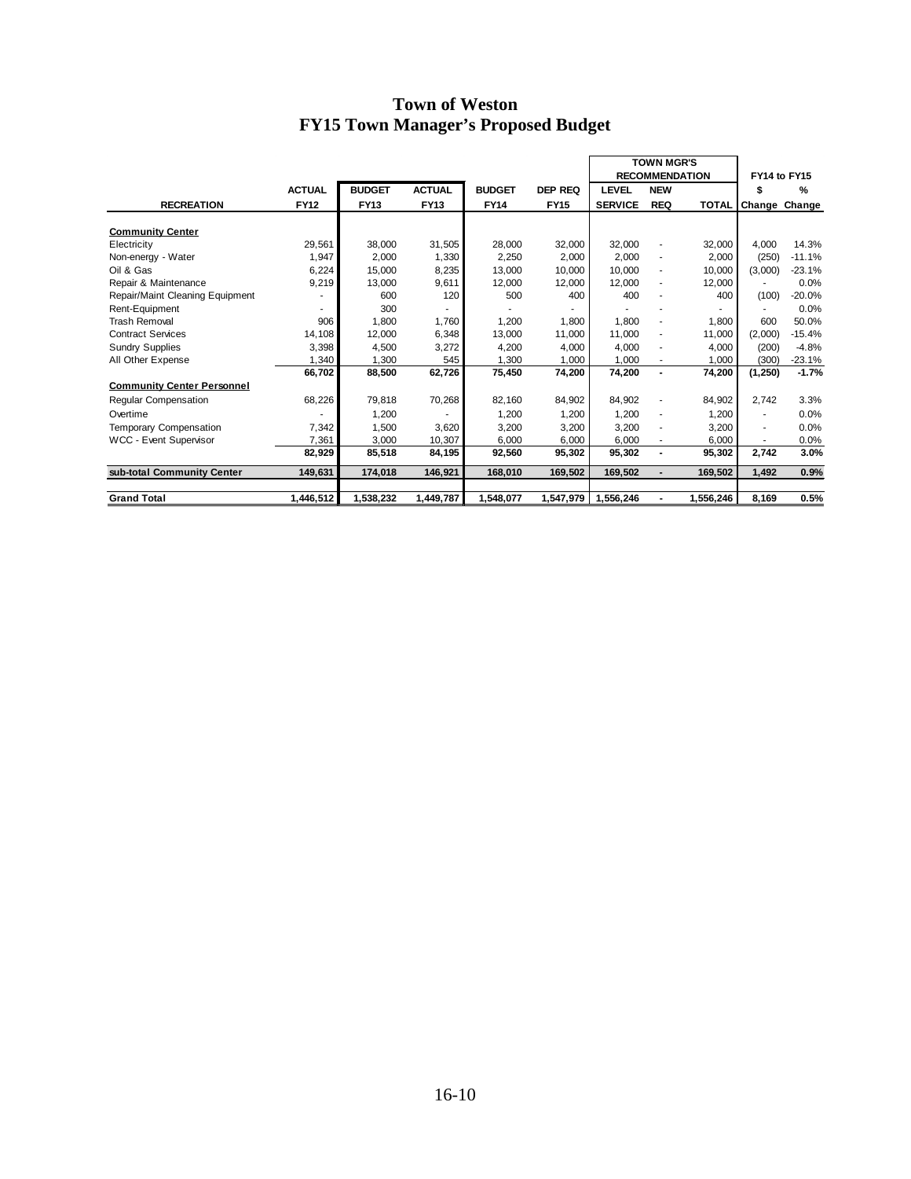# Town of Weston
## FY15 Town Manager's Proposed Budget

| | | | | | | TOWN MGR'S RECOMMENDATION | | | FY14 to FY15 | |
|---|---|---|---|---|---|---|---|---|---|---|
| | ACTUAL | BUDGET | ACTUAL | BUDGET | DEP REQ | LEVEL | NEW | | $ | % |
| **RECREATION** | **FY12** | **FY13** | **FY13** | **FY14** | **FY15** | **SERVICE** | **REQ** | **TOTAL** | **Change** | **Change** |
| **Community Center** | | | | | | | | | | |
| Electricity | 29,561 | 38,000 | 31,505 | 28,000 | 32,000 | 32,000 | - | 32,000 | 4,000 | 14.3% |
| Non-energy - Water | 1,947 | 2,000 | 1,330 | 2,250 | 2,000 | 2,000 | - | 2,000 | (250) | -11.1% |
| Oil & Gas | 6,224 | 15,000 | 8,235 | 13,000 | 10,000 | 10,000 | - | 10,000 | (3,000) | -23.1% |
| Repair & Maintenance | 9,219 | 13,000 | 9,611 | 12,000 | 12,000 | 12,000 | - | 12,000 | - | 0.0% |
| Repair/Maint Cleaning Equipment | - | 600 | 120 | 500 | 400 | 400 | - | 400 | (100) | -20.0% |
| Rent-Equipment | - | 300 | - | - | - | - | - | - | - | 0.0% |
| Trash Removal | 906 | 1,800 | 1,760 | 1,200 | 1,800 | 1,800 | - | 1,800 | 600 | 50.0% |
| Contract Services | 14,108 | 12,000 | 6,348 | 13,000 | 11,000 | 11,000 | - | 11,000 | (2,000) | -15.4% |
| Sundry Supplies | 3,398 | 4,500 | 3,272 | 4,200 | 4,000 | 4,000 | - | 4,000 | (200) | -4.8% |
| All Other Expense | 1,340 | 1,300 | 545 | 1,300 | 1,000 | 1,000 | - | 1,000 | (300) | -23.1% |
| | **66,702** | **88,500** | **62,726** | **75,450** | **74,200** | **74,200** | **-** | **74,200** | **(1,250)** | **-1.7%** |
| **Community Center Personnel** | | | | | | | | | | |
| Regular Compensation | 68,226 | 79,818 | 70,268 | 82,160 | 84,902 | 84,902 | - | 84,902 | 2,742 | 3.3% |
| Overtime | - | 1,200 | - | 1,200 | 1,200 | 1,200 | - | 1,200 | - | 0.0% |
| Temporary Compensation | 7,342 | 1,500 | 3,620 | 3,200 | 3,200 | 3,200 | - | 3,200 | - | 0.0% |
| WCC - Event Supervisor | 7,361 | 3,000 | 10,307 | 6,000 | 6,000 | 6,000 | - | 6,000 | - | 0.0% |
| | **82,929** | **85,518** | **84,195** | **92,560** | **95,302** | **95,302** | **-** | **95,302** | **2,742** | **3.0%** |
| **sub-total Community Center** | **149,631** | **174,018** | **146,921** | **168,010** | **169,502** | **169,502** | **-** | **169,502** | **1,492** | **0.9%** |
| **Grand Total** | **1,446,512** | **1,538,232** | **1,449,787** | **1,548,077** | **1,547,979** | **1,556,246** | **-** | **1,556,246** | **8,169** | **0.5%** |